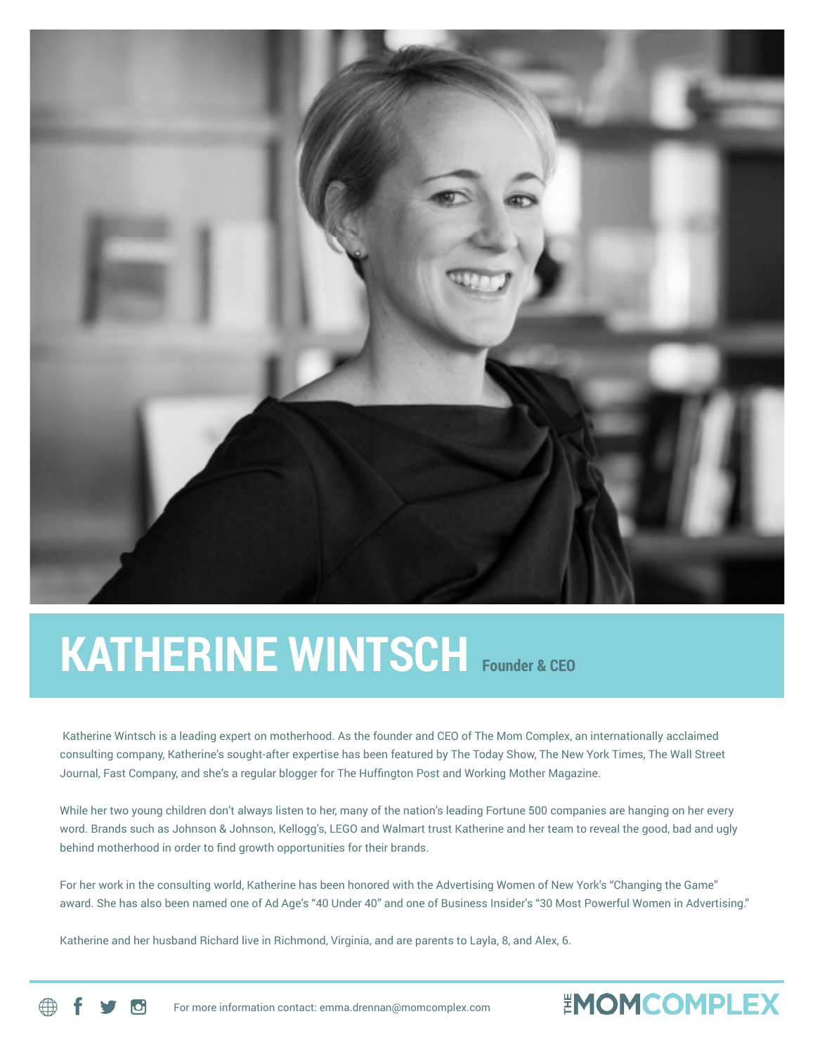# KATHERINE WINTSCH **Founder & CEO**

Katherine Wintsch is a leading expert on motherhood. As the founder and CEO of The Mom Complex, an internationally acclaimed consulting company, Katherine's sought-after expertise has been featured by The Today Show, The New York Times, The Wall Street Journal, Fast Company, and she's a regular blogger for The Huffington Post and Working Mother Magazine.

While her two young children don't always listen to her, many of the nation's leading Fortune 500 companies are hanging on her every word. Brands such as Johnson & Johnson, Kellogg's, LEGO and Walmart trust Katherine and her team to reveal the good, bad and ugly behind motherhood in order to find growth opportunities for their brands.

For her work in the consulting world, Katherine has been honored with the Advertising Women of New York's "Changing the Game" award. She has also been named one of Ad Age's "40 Under 40" and one of Business Insider's "30 Most Powerful Women in Advertising."

Katherine and her husband Richard live in Richmond, Virginia, and are parents to Layla, 8, and Alex, 6.

For more information contact: emma.drennan@momcomplex.com

THE MOM COMPLEX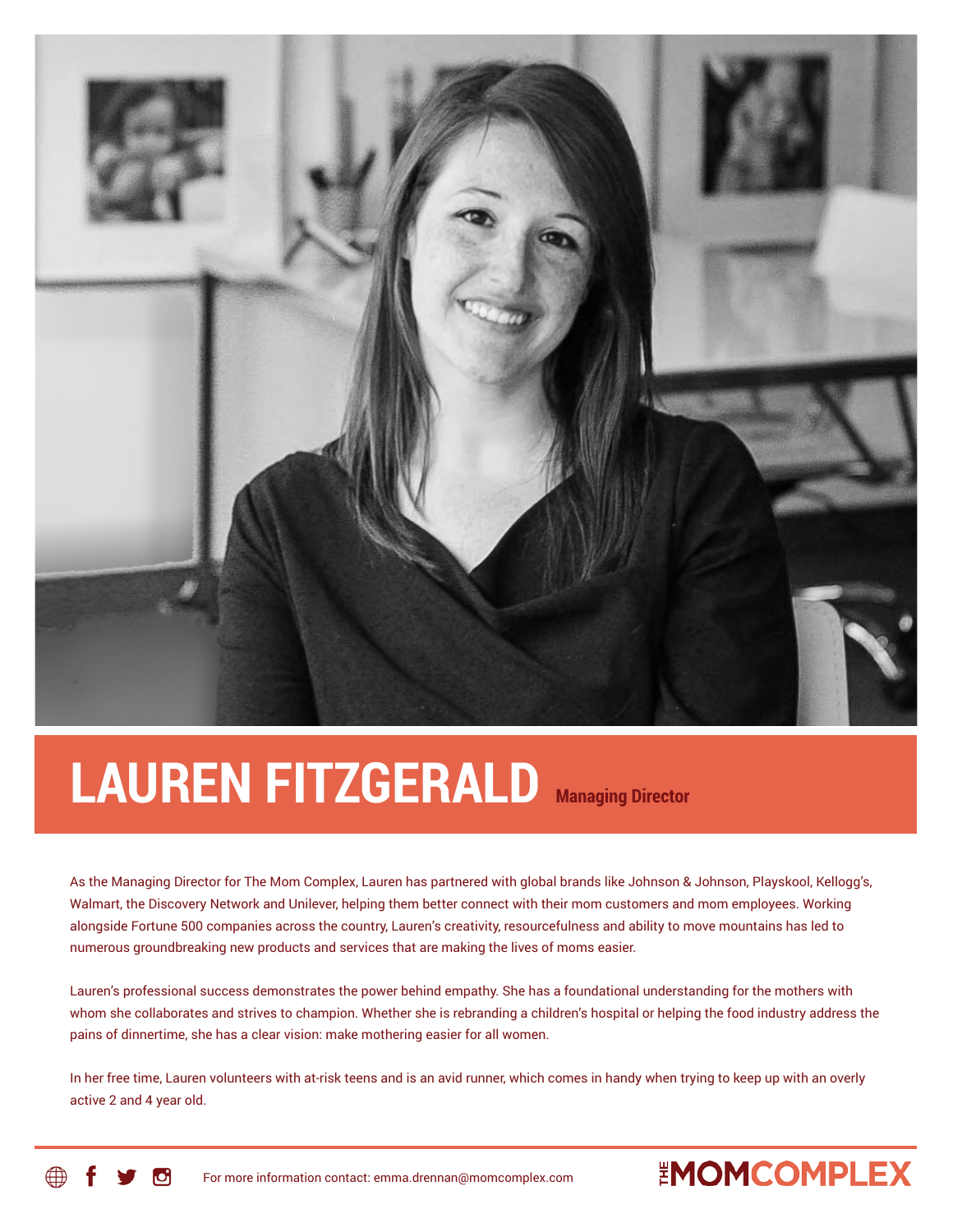# LAUREN FITZGERALD

**Managing Director**

As the Managing Director for The Mom Complex, Lauren has partnered with global brands like Johnson & Johnson, Playskool, Kellogg's, Walmart, the Discovery Network and Unilever, helping them better connect with their mom customers and mom employees. Working alongside Fortune 500 companies across the country, Lauren's creativity, resourcefulness and ability to move mountains has led to numerous groundbreaking new products and services that are making the lives of moms easier.

Lauren's professional success demonstrates the power behind empathy. She has a foundational understanding for the mothers with whom she collaborates and strives to champion. Whether she is rebranding a children's hospital or helping the food industry address the pains of dinnertime, she has a clear vision: make mothering easier for all women.

In her free time, Lauren volunteers with at-risk teens and is an avid runner, which comes in handy when trying to keep up with an overly active 2 and 4 year old.

For more information contact: emma.drennan@momcomplex.com

THE MOMCOMPLEX